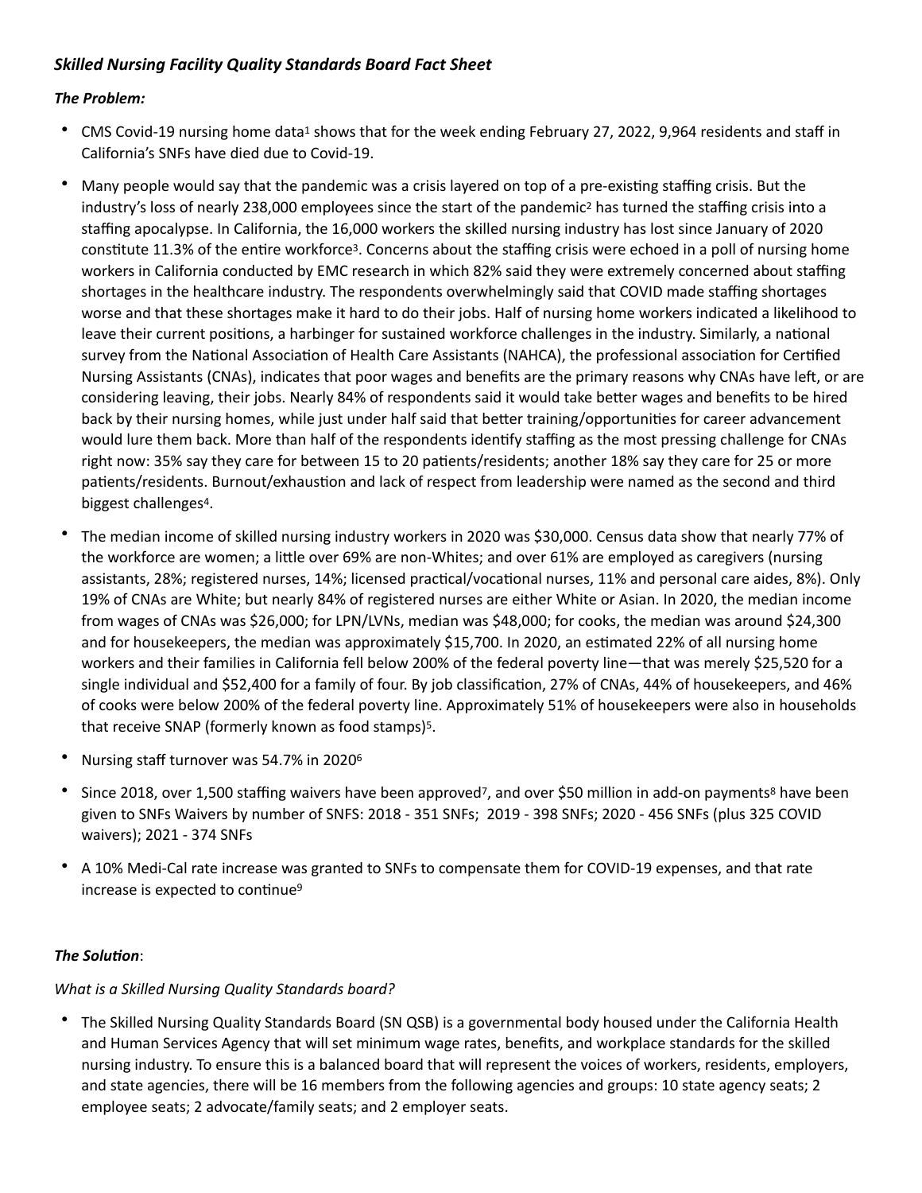***Skilled Nursing Facility Quality Standards Board Fact Sheet***

***The Problem:***

- CMS Covid-19 nursing home data[1] shows that for the week ending February 27, 2022, 9,964 residents and staff in California's SNFs have died due to Covid-19.
- Many people would say that the pandemic was a crisis layered on top of a pre-existing staffing crisis. But the industry's loss of nearly 238,000 employees since the start of the pandemic[2] has turned the staffing crisis into a staffing apocalypse. In California, the 16,000 workers the skilled nursing industry has lost since January of 2020 constitute 11.3% of the entire workforce[3]. Concerns about the staffing crisis were echoed in a poll of nursing home workers in California conducted by EMC research in which 82% said they were extremely concerned about staffing shortages in the healthcare industry. The respondents overwhelmingly said that COVID made staffing shortages worse and that these shortages make it hard to do their jobs. Half of nursing home workers indicated a likelihood to leave their current positions, a harbinger for sustained workforce challenges in the industry. Similarly, a national survey from the National Association of Health Care Assistants (NAHCA), the professional association for Certified Nursing Assistants (CNAs), indicates that poor wages and benefits are the primary reasons why CNAs have left, or are considering leaving, their jobs. Nearly 84% of respondents said it would take better wages and benefits to be hired back by their nursing homes, while just under half said that better training/opportunities for career advancement would lure them back. More than half of the respondents identify staffing as the most pressing challenge for CNAs right now: 35% say they care for between 15 to 20 patients/residents; another 18% say they care for 25 or more patients/residents. Burnout/exhaustion and lack of respect from leadership were named as the second and third biggest challenges[4].
- The median income of skilled nursing industry workers in 2020 was $30,000. Census data show that nearly 77% of the workforce are women; a little over 69% are non-Whites; and over 61% are employed as caregivers (nursing assistants, 28%; registered nurses, 14%; licensed practical/vocational nurses, 11% and personal care aides, 8%). Only 19% of CNAs are White; but nearly 84% of registered nurses are either White or Asian. In 2020, the median income from wages of CNAs was $26,000; for LPN/LVNs, median was $48,000; for cooks, the median was around $24,300 and for housekeepers, the median was approximately $15,700. In 2020, an estimated 22% of all nursing home workers and their families in California fell below 200% of the federal poverty line—that was merely $25,520 for a single individual and $52,400 for a family of four. By job classification, 27% of CNAs, 44% of housekeepers, and 46% of cooks were below 200% of the federal poverty line. Approximately 51% of housekeepers were also in households that receive SNAP (formerly known as food stamps)[5].
- Nursing staff turnover was 54.7% in 2020[6]
- Since 2018, over 1,500 staffing waivers have been approved[7], and over $50 million in add-on payments[8] have been given to SNFs Waivers by number of SNFS: 2018 - 351 SNFs; 2019 - 398 SNFs; 2020 - 456 SNFs (plus 325 COVID waivers); 2021 - 374 SNFs
- A 10% Medi-Cal rate increase was granted to SNFs to compensate them for COVID-19 expenses, and that rate increase is expected to continue[9]

***The Solution***:

*What is a Skilled Nursing Quality Standards board?*

- The Skilled Nursing Quality Standards Board (SN QSB) is a governmental body housed under the California Health and Human Services Agency that will set minimum wage rates, benefits, and workplace standards for the skilled nursing industry. To ensure this is a balanced board that will represent the voices of workers, residents, employers, and state agencies, there will be 16 members from the following agencies and groups: 10 state agency seats; 2 employee seats; 2 advocate/family seats; and 2 employer seats.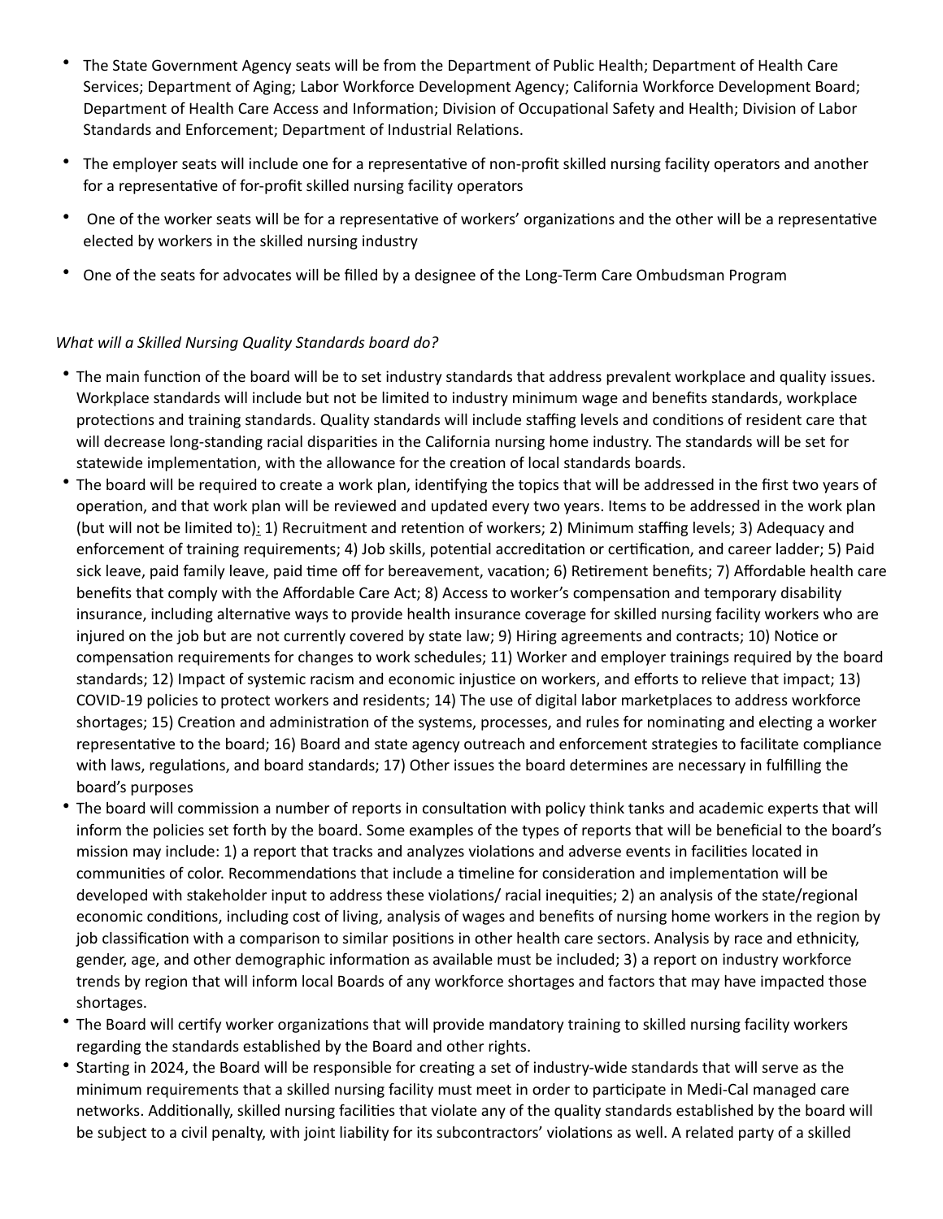- The State Government Agency seats will be from the Department of Public Health; Department of Health Care Services; Department of Aging; Labor Workforce Development Agency; California Workforce Development Board; Department of Health Care Access and Information; Division of Occupational Safety and Health; Division of Labor Standards and Enforcement; Department of Industrial Relations.
- The employer seats will include one for a representative of non-profit skilled nursing facility operators and another for a representative of for-profit skilled nursing facility operators
- One of the worker seats will be for a representative of workers' organizations and the other will be a representative elected by workers in the skilled nursing industry
- One of the seats for advocates will be filled by a designee of the Long-Term Care Ombudsman Program

*What will a Skilled Nursing Quality Standards board do?*

- The main function of the board will be to set industry standards that address prevalent workplace and quality issues. Workplace standards will include but not be limited to industry minimum wage and benefits standards, workplace protections and training standards. Quality standards will include staffing levels and conditions of resident care that will decrease long-standing racial disparities in the California nursing home industry. The standards will be set for statewide implementation, with the allowance for the creation of local standards boards.
- The board will be required to create a work plan, identifying the topics that will be addressed in the first two years of operation, and that work plan will be reviewed and updated every two years. Items to be addressed in the work plan (but will not be limited to): 1) Recruitment and retention of workers; 2) Minimum staffing levels; 3) Adequacy and enforcement of training requirements; 4) Job skills, potential accreditation or certification, and career ladder; 5) Paid sick leave, paid family leave, paid time off for bereavement, vacation; 6) Retirement benefits; 7) Affordable health care benefits that comply with the Affordable Care Act; 8) Access to worker's compensation and temporary disability insurance, including alternative ways to provide health insurance coverage for skilled nursing facility workers who are injured on the job but are not currently covered by state law; 9) Hiring agreements and contracts; 10) Notice or compensation requirements for changes to work schedules; 11) Worker and employer trainings required by the board standards; 12) Impact of systemic racism and economic injustice on workers, and efforts to relieve that impact; 13) COVID-19 policies to protect workers and residents; 14) The use of digital labor marketplaces to address workforce shortages; 15) Creation and administration of the systems, processes, and rules for nominating and electing a worker representative to the board; 16) Board and state agency outreach and enforcement strategies to facilitate compliance with laws, regulations, and board standards; 17) Other issues the board determines are necessary in fulfilling the board's purposes
- The board will commission a number of reports in consultation with policy think tanks and academic experts that will inform the policies set forth by the board. Some examples of the types of reports that will be beneficial to the board's mission may include: 1) a report that tracks and analyzes violations and adverse events in facilities located in communities of color. Recommendations that include a timeline for consideration and implementation will be developed with stakeholder input to address these violations/ racial inequities; 2) an analysis of the state/regional economic conditions, including cost of living, analysis of wages and benefits of nursing home workers in the region by job classification with a comparison to similar positions in other health care sectors. Analysis by race and ethnicity, gender, age, and other demographic information as available must be included; 3) a report on industry workforce trends by region that will inform local Boards of any workforce shortages and factors that may have impacted those shortages.
- The Board will certify worker organizations that will provide mandatory training to skilled nursing facility workers regarding the standards established by the Board and other rights.
- Starting in 2024, the Board will be responsible for creating a set of industry-wide standards that will serve as the minimum requirements that a skilled nursing facility must meet in order to participate in Medi-Cal managed care networks. Additionally, skilled nursing facilities that violate any of the quality standards established by the board will be subject to a civil penalty, with joint liability for its subcontractors' violations as well. A related party of a skilled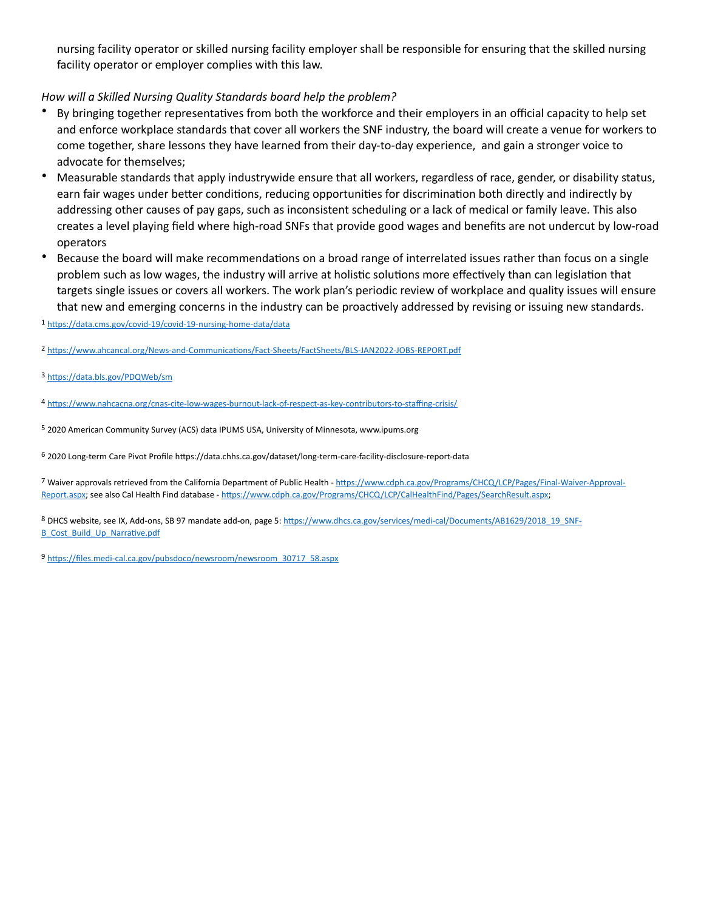nursing facility operator or skilled nursing facility employer shall be responsible for ensuring that the skilled nursing facility operator or employer complies with this law.

*How will a Skilled Nursing Quality Standards board help the problem?*

- By bringing together representatives from both the workforce and their employers in an official capacity to help set and enforce workplace standards that cover all workers the SNF industry, the board will create a venue for workers to come together, share lessons they have learned from their day-to-day experience, and gain a stronger voice to advocate for themselves;
- Measurable standards that apply industrywide ensure that all workers, regardless of race, gender, or disability status, earn fair wages under better conditions, reducing opportunities for discrimination both directly and indirectly by addressing other causes of pay gaps, such as inconsistent scheduling or a lack of medical or family leave. This also creates a level playing field where high-road SNFs that provide good wages and benefits are not undercut by low-road operators
- Because the board will make recommendations on a broad range of interrelated issues rather than focus on a single problem such as low wages, the industry will arrive at holistic solutions more effectively than can legislation that targets single issues or covers all workers. The work plan's periodic review of workplace and quality issues will ensure that new and emerging concerns in the industry can be proactively addressed by revising or issuing new standards.

[1] https://data.cms.gov/covid-19/covid-19-nursing-home-data/data

[2] https://www.ahcancal.org/News-and-Communications/Fact-Sheets/FactSheets/BLS-JAN2022-JOBS-REPORT.pdf

[3] https://data.bls.gov/PDQWeb/sm

[4] https://www.nahcacna.org/cnas-cite-low-wages-burnout-lack-of-respect-as-key-contributors-to-staffing-crisis/

[5] 2020 American Community Survey (ACS) data IPUMS USA, University of Minnesota, www.ipums.org

[6] 2020 Long-term Care Pivot Profile https://data.chhs.ca.gov/dataset/long-term-care-facility-disclosure-report-data

[7] Waiver approvals retrieved from the California Department of Public Health - https://www.cdph.ca.gov/Programs/CHCQ/LCP/Pages/Final-Waiver-Approval-Report.aspx; see also Cal Health Find database - https://www.cdph.ca.gov/Programs/CHCQ/LCP/CalHealthFind/Pages/SearchResult.aspx;

[8] DHCS website, see IX, Add-ons, SB 97 mandate add-on, page 5: https://www.dhcs.ca.gov/services/medi-cal/Documents/AB1629/2018_19_SNF-B_Cost_Build_Up_Narrative.pdf

[9] https://files.medi-cal.ca.gov/pubsdoco/newsroom/newsroom_30717_58.aspx